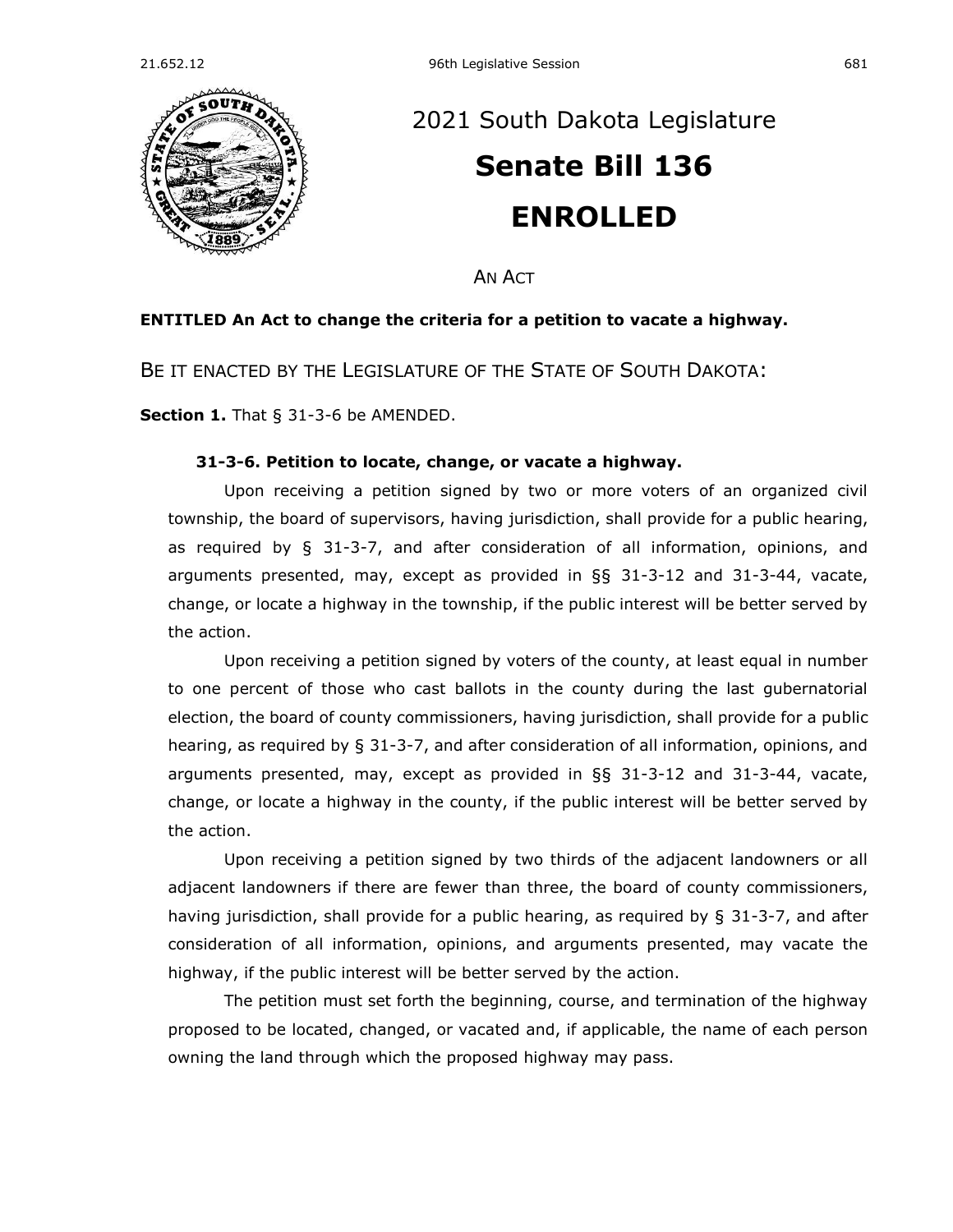# 2021 South Dakota Legislature

# Senate Bill 136

# ENROLLED

AN ACT

**ENTITLED An Act to change the criteria for a petition to vacate a highway.**

BE IT ENACTED BY THE LEGISLATURE OF THE STATE OF SOUTH DAKOTA:

**Section 1.** That § 31-3-6 be AMENDED.

**31-3-6. Petition to locate, change, or vacate a highway.**

Upon receiving a petition signed by two or more voters of an organized civil township, the board of supervisors, having jurisdiction, shall provide for a public hearing, as required by § 31-3-7, and after consideration of all information, opinions, and arguments presented, may, except as provided in §§ 31-3-12 and 31-3-44, vacate, change, or locate a highway in the township, if the public interest will be better served by the action.

Upon receiving a petition signed by voters of the county, at least equal in number to one percent of those who cast ballots in the county during the last gubernatorial election, the board of county commissioners, having jurisdiction, shall provide for a public hearing, as required by § 31-3-7, and after consideration of all information, opinions, and arguments presented, may, except as provided in §§ 31-3-12 and 31-3-44, vacate, change, or locate a highway in the county, if the public interest will be better served by the action.

Upon receiving a petition signed by two thirds of the adjacent landowners or all adjacent landowners if there are fewer than three, the board of county commissioners, having jurisdiction, shall provide for a public hearing, as required by § 31-3-7, and after consideration of all information, opinions, and arguments presented, may vacate the highway, if the public interest will be better served by the action.

The petition must set forth the beginning, course, and termination of the highway proposed to be located, changed, or vacated and, if applicable, the name of each person owning the land through which the proposed highway may pass.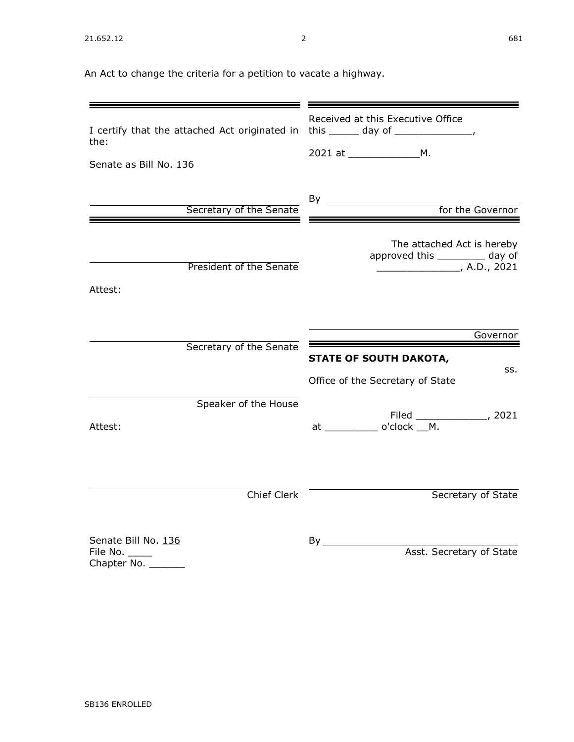An Act to change the criteria for a petition to vacate a highway.

I certify that the attached Act originated in the:

Senate as Bill No. 136

Secretary of the Senate

President of the Senate

Attest:

Secretary of the Senate

Speaker of the House

Attest:

Chief Clerk

Senate Bill No. 136
File No. ____
Chapter No. ______

Received at this Executive Office this _____ day of _____________,

2021 at ____________M.

By ____________________
for the Governor

The attached Act is hereby approved this ________ day of ______________, A.D., 2021

Governor

**STATE OF SOUTH DAKOTA,**

ss.

Office of the Secretary of State

Filed ____________, 2021 at _________ o'clock __M.

Secretary of State

By ____________________
Asst. Secretary of State

SB136 ENROLLED